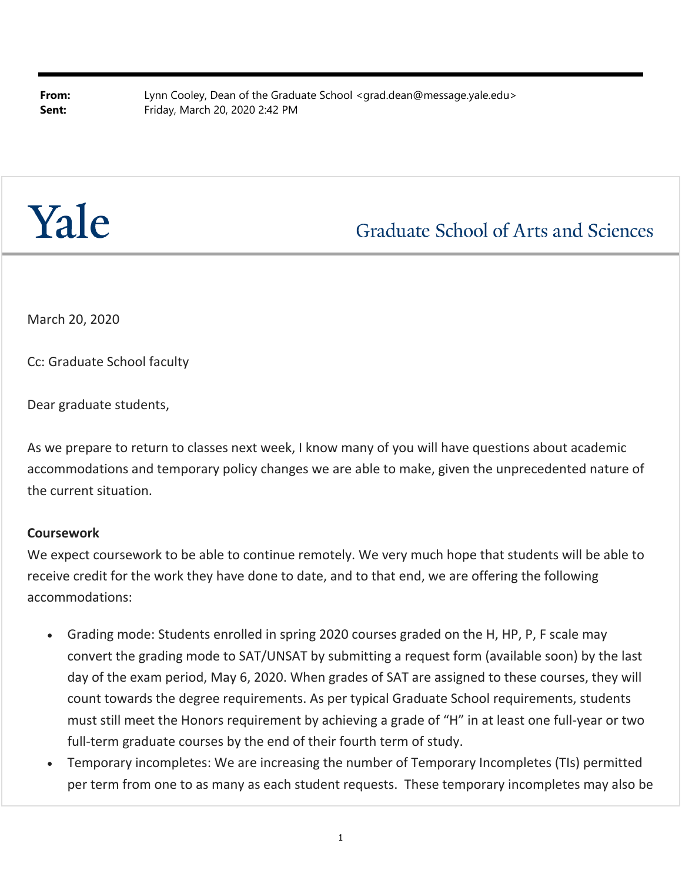**From:** Lynn Cooley, Dean of the Graduate School <grad.dean@message.yale.edu>
**Sent:** Friday, March 20, 2020 2:42 PM

Yale

Graduate School of Arts and Sciences

March 20, 2020

Cc: Graduate School faculty

Dear graduate students,

As we prepare to return to classes next week, I know many of you will have questions about academic accommodations and temporary policy changes we are able to make, given the unprecedented nature of the current situation.

**Coursework**

We expect coursework to be able to continue remotely. We very much hope that students will be able to receive credit for the work they have done to date, and to that end, we are offering the following accommodations:

- Grading mode: Students enrolled in spring 2020 courses graded on the H, HP, P, F scale may convert the grading mode to SAT/UNSAT by submitting a request form (available soon) by the last day of the exam period, May 6, 2020. When grades of SAT are assigned to these courses, they will count towards the degree requirements. As per typical Graduate School requirements, students must still meet the Honors requirement by achieving a grade of "H" in at least one full-year or two full-term graduate courses by the end of their fourth term of study.
- Temporary incompletes: We are increasing the number of Temporary Incompletes (TIs) permitted per term from one to as many as each student requests. These temporary incompletes may also be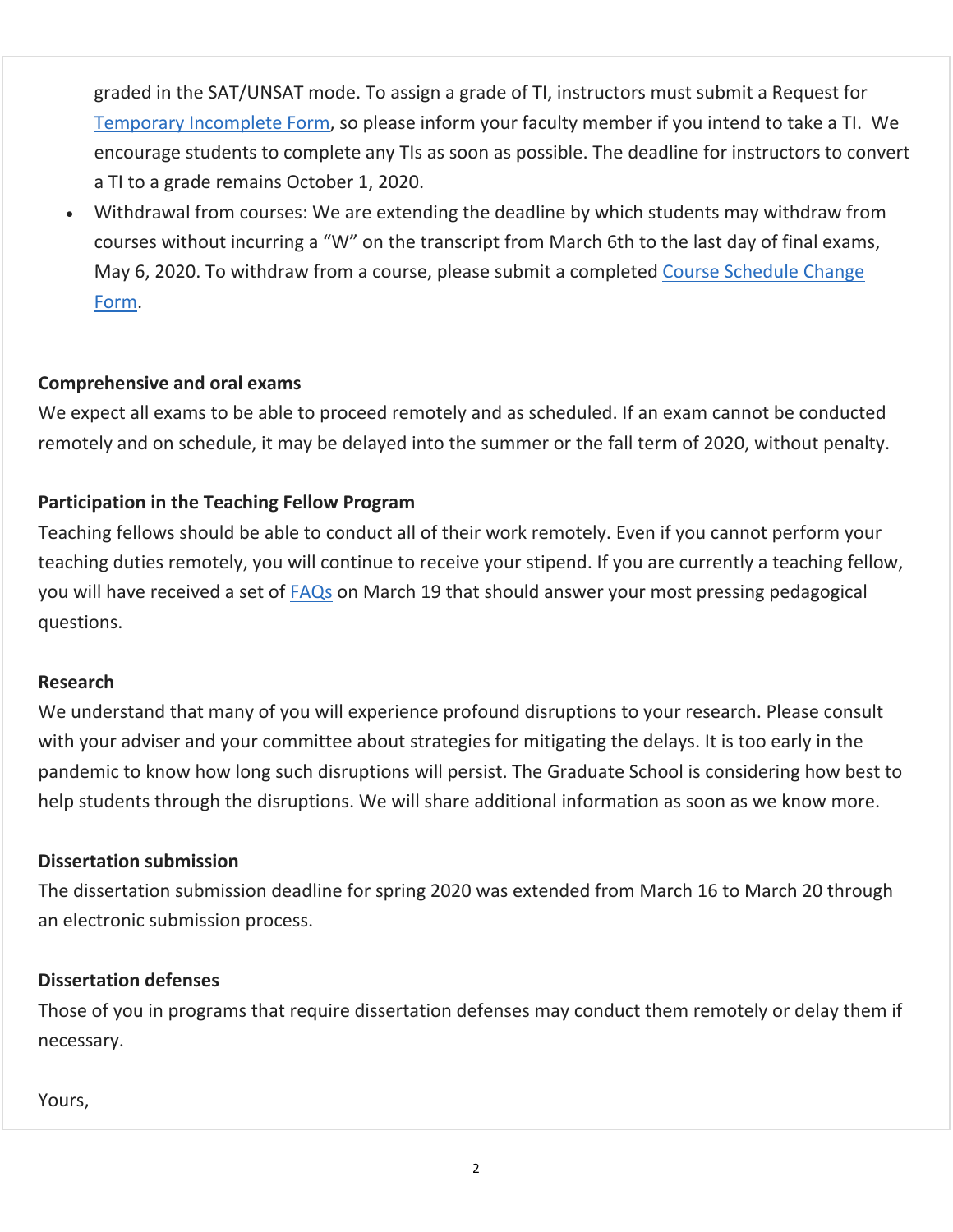graded in the SAT/UNSAT mode. To assign a grade of TI, instructors must submit a Request for Temporary Incomplete Form, so please inform your faculty member if you intend to take a TI. We encourage students to complete any TIs as soon as possible. The deadline for instructors to convert a TI to a grade remains October 1, 2020.

- Withdrawal from courses: We are extending the deadline by which students may withdraw from courses without incurring a "W" on the transcript from March 6th to the last day of final exams, May 6, 2020. To withdraw from a course, please submit a completed Course Schedule Change Form.

**Comprehensive and oral exams**
We expect all exams to be able to proceed remotely and as scheduled. If an exam cannot be conducted remotely and on schedule, it may be delayed into the summer or the fall term of 2020, without penalty.

**Participation in the Teaching Fellow Program**
Teaching fellows should be able to conduct all of their work remotely. Even if you cannot perform your teaching duties remotely, you will continue to receive your stipend. If you are currently a teaching fellow, you will have received a set of FAQs on March 19 that should answer your most pressing pedagogical questions.

**Research**
We understand that many of you will experience profound disruptions to your research. Please consult with your adviser and your committee about strategies for mitigating the delays. It is too early in the pandemic to know how long such disruptions will persist. The Graduate School is considering how best to help students through the disruptions. We will share additional information as soon as we know more.

**Dissertation submission**
The dissertation submission deadline for spring 2020 was extended from March 16 to March 20 through an electronic submission process.

**Dissertation defenses**
Those of you in programs that require dissertation defenses may conduct them remotely or delay them if necessary.

Yours,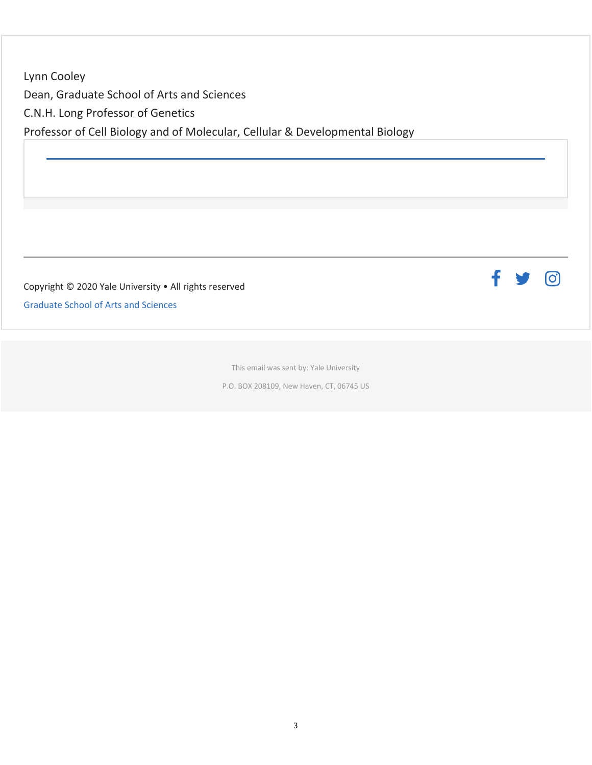Lynn Cooley

Dean, Graduate School of Arts and Sciences

C.N.H. Long Professor of Genetics

Professor of Cell Biology and of Molecular, Cellular & Developmental Biology

---

Copyright © 2020 Yale University • All rights reserved

Graduate School of Arts and Sciences

This email was sent by: Yale University

P.O. BOX 208109, New Haven, CT, 06745 US